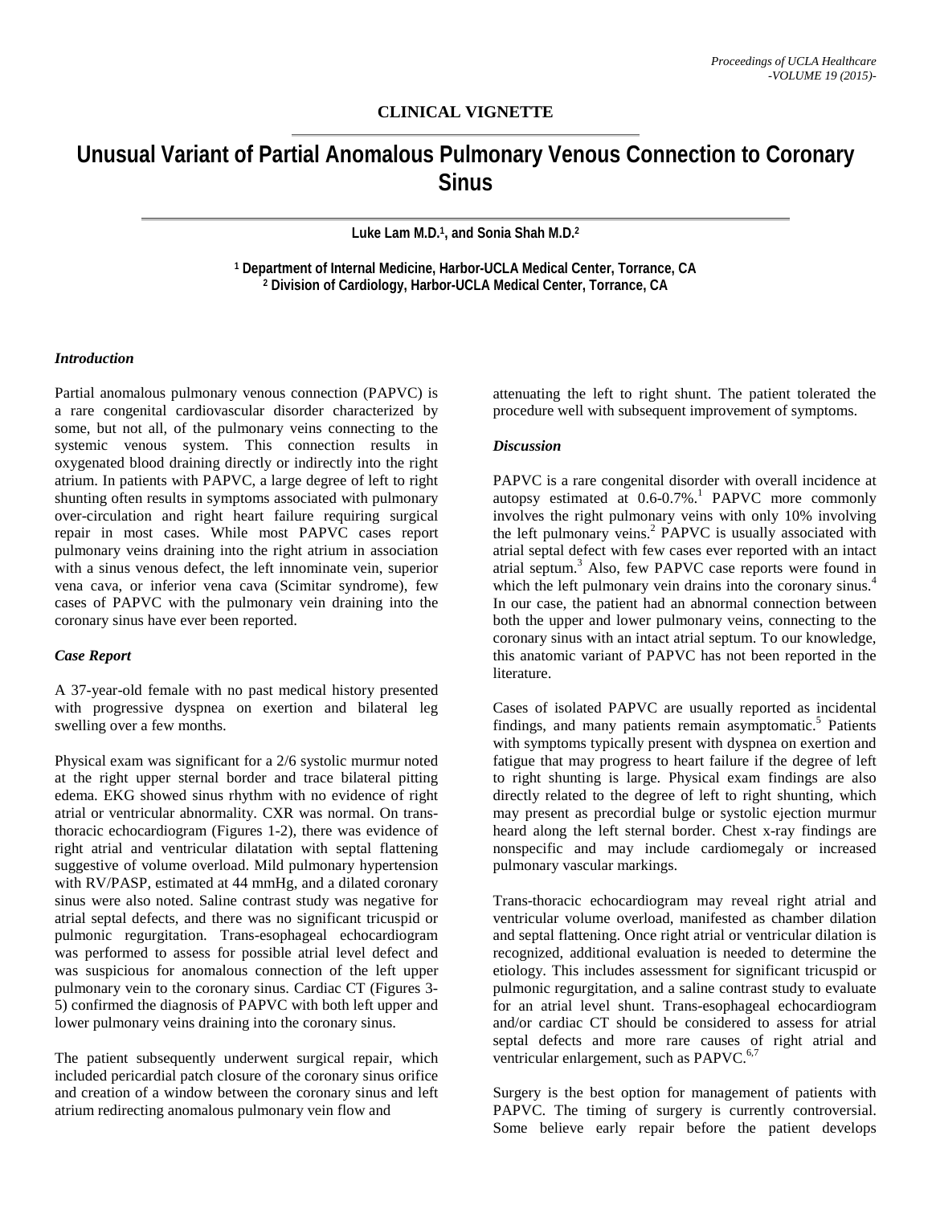**CLINICAL VIGNETTE**

# Unusual Variant of Partial Anomalous Pulmonary Venous Connection to Coronary Sinus

**Luke Lam M.D.[1], and Sonia Shah M.D.[2]**

**[1] Department of Internal Medicine, Harbor-UCLA Medical Center, Torrance, CA**
**[2] Division of Cardiology, Harbor-UCLA Medical Center, Torrance, CA**

### *Introduction*

Partial anomalous pulmonary venous connection (PAPVC) is a rare congenital cardiovascular disorder characterized by some, but not all, of the pulmonary veins connecting to the systemic venous system. This connection results in oxygenated blood draining directly or indirectly into the right atrium. In patients with PAPVC, a large degree of left to right shunting often results in symptoms associated with pulmonary over-circulation and right heart failure requiring surgical repair in most cases. While most PAPVC cases report pulmonary veins draining into the right atrium in association with a sinus venous defect, the left innominate vein, superior vena cava, or inferior vena cava (Scimitar syndrome), few cases of PAPVC with the pulmonary vein draining into the coronary sinus have ever been reported.

### *Case Report*

A 37-year-old female with no past medical history presented with progressive dyspnea on exertion and bilateral leg swelling over a few months.

Physical exam was significant for a 2/6 systolic murmur noted at the right upper sternal border and trace bilateral pitting edema. EKG showed sinus rhythm with no evidence of right atrial or ventricular abnormality. CXR was normal. On trans-thoracic echocardiogram (Figures 1-2), there was evidence of right atrial and ventricular dilatation with septal flattening suggestive of volume overload. Mild pulmonary hypertension with RV/PASP, estimated at 44 mmHg, and a dilated coronary sinus were also noted. Saline contrast study was negative for atrial septal defects, and there was no significant tricuspid or pulmonic regurgitation. Trans-esophageal echocardiogram was performed to assess for possible atrial level defect and was suspicious for anomalous connection of the left upper pulmonary vein to the coronary sinus. Cardiac CT (Figures 3-5) confirmed the diagnosis of PAPVC with both left upper and lower pulmonary veins draining into the coronary sinus.

The patient subsequently underwent surgical repair, which included pericardial patch closure of the coronary sinus orifice and creation of a window between the coronary sinus and left atrium redirecting anomalous pulmonary vein flow and attenuating the left to right shunt. The patient tolerated the procedure well with subsequent improvement of symptoms.

### *Discussion*

PAPVC is a rare congenital disorder with overall incidence at autopsy estimated at 0.6-0.7%.[1] PAPVC more commonly involves the right pulmonary veins with only 10% involving the left pulmonary veins.[2] PAPVC is usually associated with atrial septal defect with few cases ever reported with an intact atrial septum.[3] Also, few PAPVC case reports were found in which the left pulmonary vein drains into the coronary sinus.[4] In our case, the patient had an abnormal connection between both the upper and lower pulmonary veins, connecting to the coronary sinus with an intact atrial septum. To our knowledge, this anatomic variant of PAPVC has not been reported in the literature.

Cases of isolated PAPVC are usually reported as incidental findings, and many patients remain asymptomatic.[5] Patients with symptoms typically present with dyspnea on exertion and fatigue that may progress to heart failure if the degree of left to right shunting is large. Physical exam findings are also directly related to the degree of left to right shunting, which may present as precordial bulge or systolic ejection murmur heard along the left sternal border. Chest x-ray findings are nonspecific and may include cardiomegaly or increased pulmonary vascular markings.

Trans-thoracic echocardiogram may reveal right atrial and ventricular volume overload, manifested as chamber dilation and septal flattening. Once right atrial or ventricular dilation is recognized, additional evaluation is needed to determine the etiology. This includes assessment for significant tricuspid or pulmonic regurgitation, and a saline contrast study to evaluate for an atrial level shunt. Trans-esophageal echocardiogram and/or cardiac CT should be considered to assess for atrial septal defects and more rare causes of right atrial and ventricular enlargement, such as PAPVC.[6,7]

Surgery is the best option for management of patients with PAPVC. The timing of surgery is currently controversial. Some believe early repair before the patient develops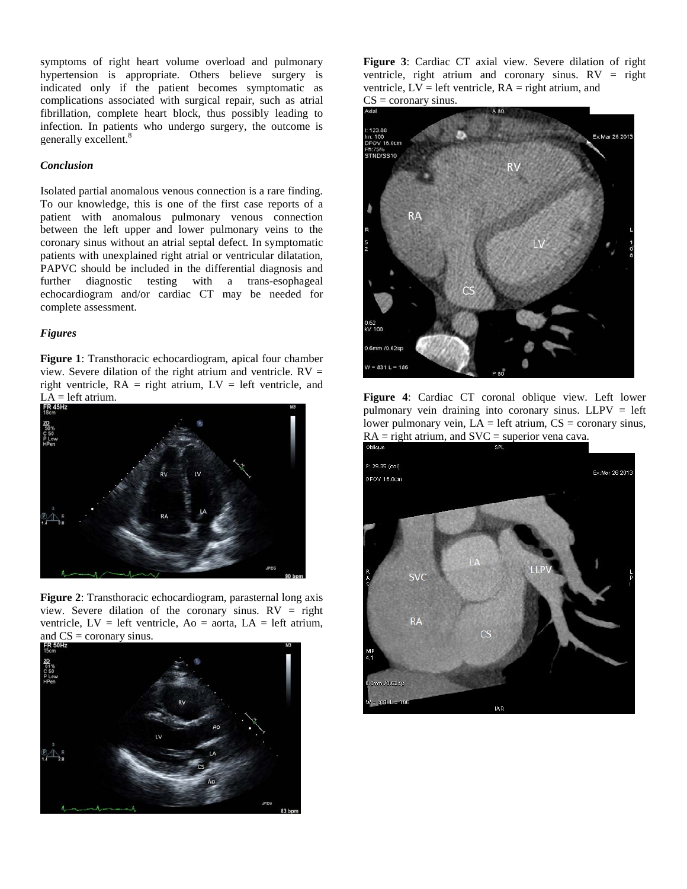symptoms of right heart volume overload and pulmonary hypertension is appropriate. Others believe surgery is indicated only if the patient becomes symptomatic as complications associated with surgical repair, such as atrial fibrillation, complete heart block, thus possibly leading to infection. In patients who undergo surgery, the outcome is generally excellent.[8]

### *Conclusion*

Isolated partial anomalous venous connection is a rare finding. To our knowledge, this is one of the first case reports of a patient with anomalous pulmonary venous connection between the left upper and lower pulmonary veins to the coronary sinus without an atrial septal defect. In symptomatic patients with unexplained right atrial or ventricular dilatation, PAPVC should be included in the differential diagnosis and further diagnostic testing with a trans-esophageal echocardiogram and/or cardiac CT may be needed for complete assessment.

### *Figures*

**Figure 1**: Transthoracic echocardiogram, apical four chamber view. Severe dilation of the right atrium and ventricle. RV = right ventricle, RA = right atrium, LV = left ventricle, and LA = left atrium.

**Figure 2**: Transthoracic echocardiogram, parasternal long axis view. Severe dilation of the coronary sinus. RV = right ventricle, LV = left ventricle, Ao = aorta, LA = left atrium, and CS = coronary sinus.

**Figure 3**: Cardiac CT axial view. Severe dilation of right ventricle, right atrium and coronary sinus. RV = right ventricle, LV = left ventricle, RA = right atrium, and CS = coronary sinus.

**Figure 4**: Cardiac CT coronal oblique view. Left lower pulmonary vein draining into coronary sinus. LLPV = left lower pulmonary vein, LA = left atrium, CS = coronary sinus, RA = right atrium, and SVC = superior vena cava.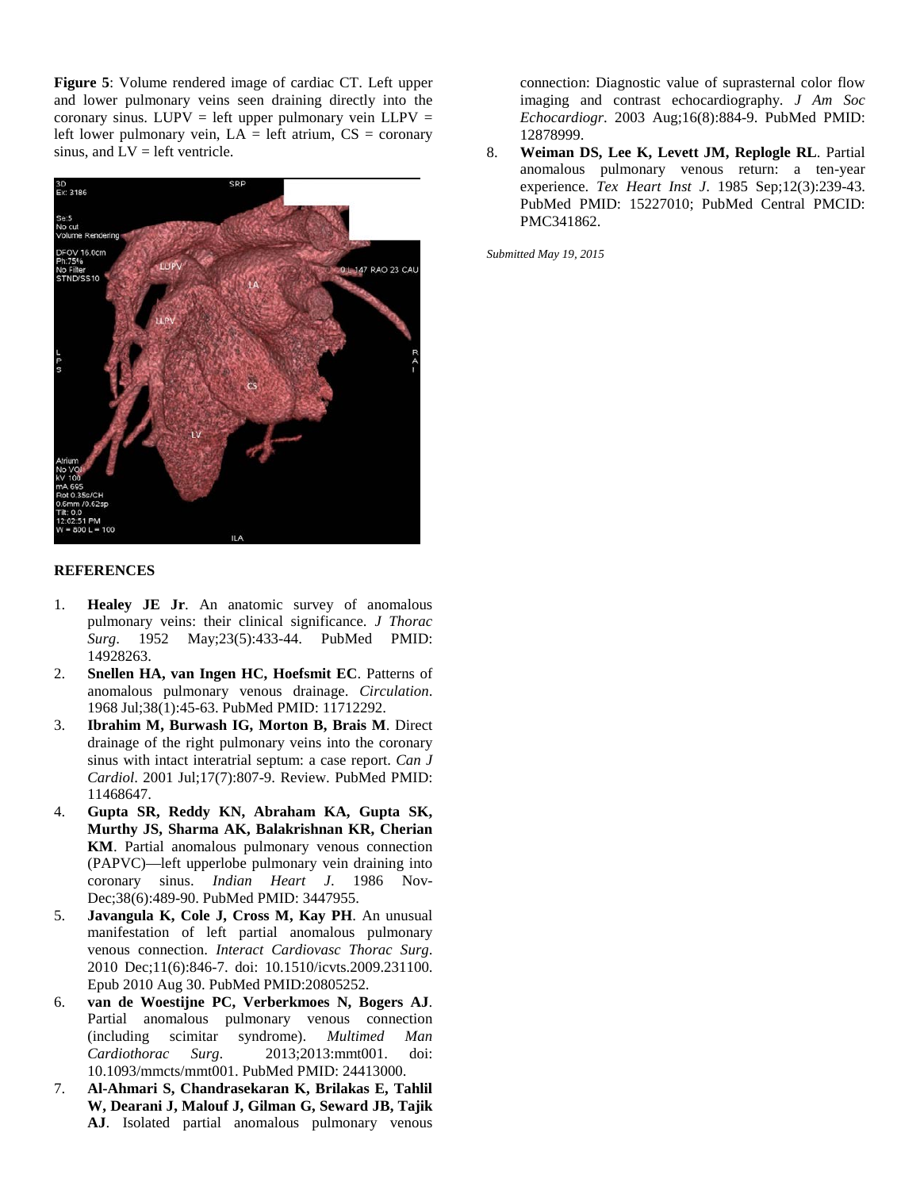**Figure 5**: Volume rendered image of cardiac CT. Left upper and lower pulmonary veins seen draining directly into the coronary sinus. LUPV = left upper pulmonary vein LLPV = left lower pulmonary vein, LA = left atrium, CS = coronary sinus, and LV = left ventricle.

## REFERENCES

1. **Healey JE Jr**. An anatomic survey of anomalous pulmonary veins: their clinical significance. *J Thorac Surg*. 1952 May;23(5):433-44. PubMed PMID: 14928263.
2. **Snellen HA, van Ingen HC, Hoefsmit EC**. Patterns of anomalous pulmonary venous drainage. *Circulation*. 1968 Jul;38(1):45-63. PubMed PMID: 11712292.
3. **Ibrahim M, Burwash IG, Morton B, Brais M**. Direct drainage of the right pulmonary veins into the coronary sinus with intact interatrial septum: a case report. *Can J Cardiol*. 2001 Jul;17(7):807-9. Review. PubMed PMID: 11468647.
4. **Gupta SR, Reddy KN, Abraham KA, Gupta SK, Murthy JS, Sharma AK, Balakrishnan KR, Cherian KM**. Partial anomalous pulmonary venous connection (PAPVC)—left upperlobe pulmonary vein draining into coronary sinus. *Indian Heart J*. 1986 Nov-Dec;38(6):489-90. PubMed PMID: 3447955.
5. **Javangula K, Cole J, Cross M, Kay PH**. An unusual manifestation of left partial anomalous pulmonary venous connection. *Interact Cardiovasc Thorac Surg*. 2010 Dec;11(6):846-7. doi: 10.1510/icvts.2009.231100. Epub 2010 Aug 30. PubMed PMID:20805252.
6. **van de Woestijne PC, Verberkmoes N, Bogers AJ**. Partial anomalous pulmonary venous connection (including scimitar syndrome). *Multimed Man Cardiothorac Surg*. 2013;2013:mmt001. doi: 10.1093/mmcts/mmt001. PubMed PMID: 24413000.
7. **Al-Ahmari S, Chandrasekaran K, Brilakas E, Tahlil W, Dearani J, Malouf J, Gilman G, Seward JB, Tajik AJ**. Isolated partial anomalous pulmonary venous connection: Diagnostic value of suprasternal color flow imaging and contrast echocardiography. *J Am Soc Echocardiogr*. 2003 Aug;16(8):884-9. PubMed PMID: 12878999.
8. **Weiman DS, Lee K, Levett JM, Replogle RL**. Partial anomalous pulmonary venous return: a ten-year experience. *Tex Heart Inst J*. 1985 Sep;12(3):239-43. PubMed PMID: 15227010; PubMed Central PMCID: PMC341862.

*Submitted May 19, 2015*